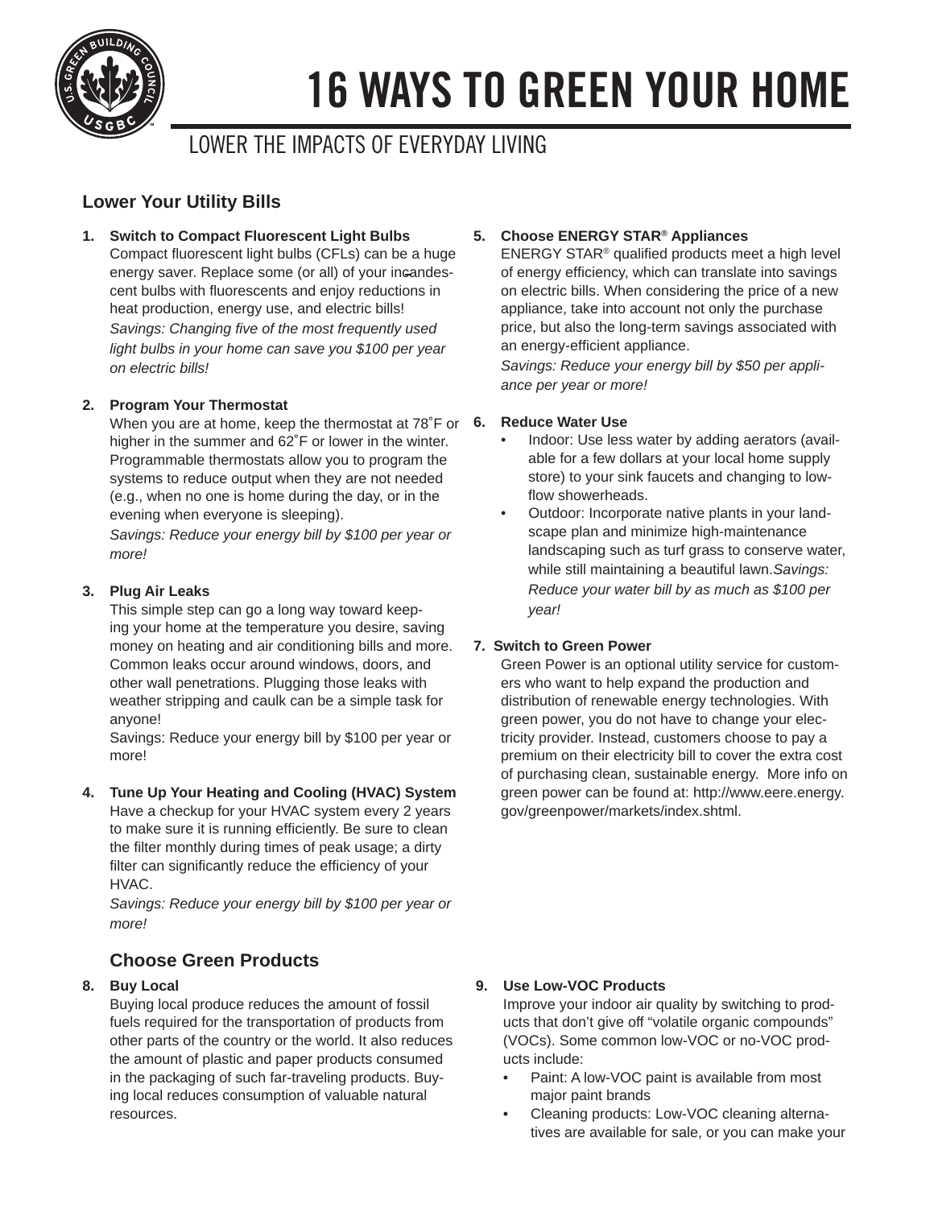# 16 WAYS TO GREEN YOUR HOME

LOWER THE IMPACTS OF EVERYDAY LIVING

## Lower Your Utility Bills

1. **Switch to Compact Fluorescent Light Bulbs**
   Compact fluorescent light bulbs (CFLs) can be a huge energy saver. Replace some (or all) of your incandescent bulbs with fluorescents and enjoy reductions in heat production, energy use, and electric bills!
   *Savings: Changing five of the most frequently used light bulbs in your home can save you $100 per year on electric bills!*

2. **Program Your Thermostat**
   When you are at home, keep the thermostat at 78˚F or higher in the summer and 62˚F or lower in the winter. Programmable thermostats allow you to program the systems to reduce output when they are not needed (e.g., when no one is home during the day, or in the evening when everyone is sleeping).
   *Savings: Reduce your energy bill by $100 per year or more!*

3. **Plug Air Leaks**
   This simple step can go a long way toward keeping your home at the temperature you desire, saving money on heating and air conditioning bills and more. Common leaks occur around windows, doors, and other wall penetrations. Plugging those leaks with weather stripping and caulk can be a simple task for anyone!
   Savings: Reduce your energy bill by $100 per year or more!

4. **Tune Up Your Heating and Cooling (HVAC) System**
   Have a checkup for your HVAC system every 2 years to make sure it is running efficiently. Be sure to clean the filter monthly during times of peak usage; a dirty filter can significantly reduce the efficiency of your HVAC.
   *Savings: Reduce your energy bill by $100 per year or more!*

5. **Choose ENERGY STAR® Appliances**
   ENERGY STAR® qualified products meet a high level of energy efficiency, which can translate into savings on electric bills. When considering the price of a new appliance, take into account not only the purchase price, but also the long-term savings associated with an energy-efficient appliance.
   *Savings: Reduce your energy bill by $50 per appliance per year or more!*

6. **Reduce Water Use**
   - Indoor: Use less water by adding aerators (available for a few dollars at your local home supply store) to your sink faucets and changing to low-flow showerheads.
   - Outdoor: Incorporate native plants in your landscape plan and minimize high-maintenance landscaping such as turf grass to conserve water, while still maintaining a beautiful lawn.*Savings: Reduce your water bill by as much as $100 per year!*

7. **Switch to Green Power**
   Green Power is an optional utility service for customers who want to help expand the production and distribution of renewable energy technologies. With green power, you do not have to change your electricity provider. Instead, customers choose to pay a premium on their electricity bill to cover the extra cost of purchasing clean, sustainable energy. More info on green power can be found at: http://www.eere.energy.gov/greenpower/markets/index.shtml.

## Choose Green Products

8. **Buy Local**
   Buying local produce reduces the amount of fossil fuels required for the transportation of products from other parts of the country or the world. It also reduces the amount of plastic and paper products consumed in the packaging of such far-traveling products. Buying local reduces consumption of valuable natural resources.

9. **Use Low-VOC Products**
   Improve your indoor air quality by switching to products that don't give off "volatile organic compounds" (VOCs). Some common low-VOC or no-VOC products include:
   - Paint: A low-VOC paint is available from most major paint brands
   - Cleaning products: Low-VOC cleaning alternatives are available for sale, or you can make your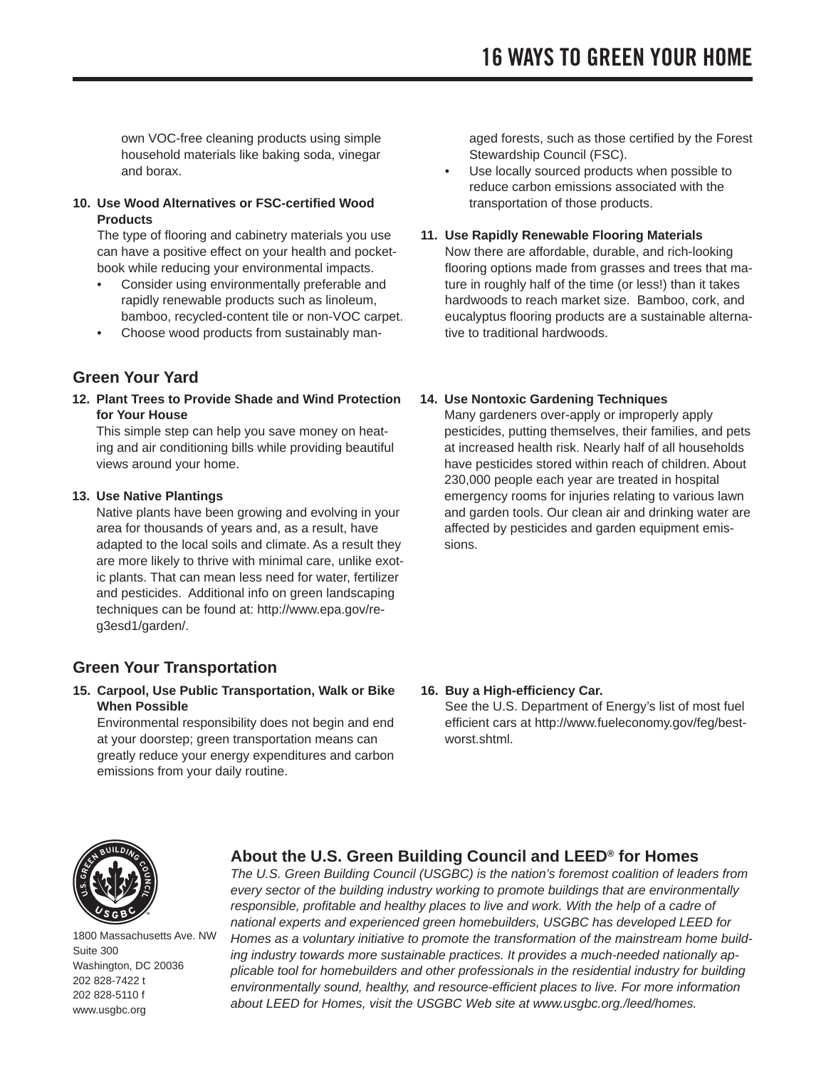own VOC-free cleaning products using simple household materials like baking soda, vinegar and borax.

**10. Use Wood Alternatives or FSC-certified Wood Products**

The type of flooring and cabinetry materials you use can have a positive effect on your health and pocketbook while reducing your environmental impacts.

- Consider using environmentally preferable and rapidly renewable products such as linoleum, bamboo, recycled-content tile or non-VOC carpet.
- Choose wood products from sustainably managed forests, such as those certified by the Forest Stewardship Council (FSC).
- Use locally sourced products when possible to reduce carbon emissions associated with the transportation of those products.

**11. Use Rapidly Renewable Flooring Materials**

Now there are affordable, durable, and rich-looking flooring options made from grasses and trees that mature in roughly half of the time (or less!) than it takes hardwoods to reach market size. Bamboo, cork, and eucalyptus flooring products are a sustainable alternative to traditional hardwoods.

## Green Your Yard

**12. Plant Trees to Provide Shade and Wind Protection for Your House**

This simple step can help you save money on heating and air conditioning bills while providing beautiful views around your home.

**13. Use Native Plantings**

Native plants have been growing and evolving in your area for thousands of years and, as a result, have adapted to the local soils and climate. As a result they are more likely to thrive with minimal care, unlike exotic plants. That can mean less need for water, fertilizer and pesticides. Additional info on green landscaping techniques can be found at: http://www.epa.gov/reg3esd1/garden/.

**14. Use Nontoxic Gardening Techniques**

Many gardeners over-apply or improperly apply pesticides, putting themselves, their families, and pets at increased health risk. Nearly half of all households have pesticides stored within reach of children. About 230,000 people each year are treated in hospital emergency rooms for injuries relating to various lawn and garden tools. Our clean air and drinking water are affected by pesticides and garden equipment emissions.

## Green Your Transportation

**15. Carpool, Use Public Transportation, Walk or Bike When Possible**

Environmental responsibility does not begin and end at your doorstep; green transportation means can greatly reduce your energy expenditures and carbon emissions from your daily routine.

**16. Buy a High-efficiency Car.**

See the U.S. Department of Energy's list of most fuel efficient cars at http://www.fueleconomy.gov/feg/bestworst.shtml.

1800 Massachusetts Ave. NW
Suite 300
Washington, DC 20036
202 828-7422 t
202 828-5110 f
www.usgbc.org

### About the U.S. Green Building Council and LEED® for Homes

*The U.S. Green Building Council (USGBC) is the nation's foremost coalition of leaders from every sector of the building industry working to promote buildings that are environmentally responsible, profitable and healthy places to live and work. With the help of a cadre of national experts and experienced green homebuilders, USGBC has developed LEED for Homes as a voluntary initiative to promote the transformation of the mainstream home building industry towards more sustainable practices. It provides a much-needed nationally applicable tool for homebuilders and other professionals in the residential industry for building environmentally sound, healthy, and resource-efficient places to live. For more information about LEED for Homes, visit the USGBC Web site at www.usgbc.org./leed/homes.*